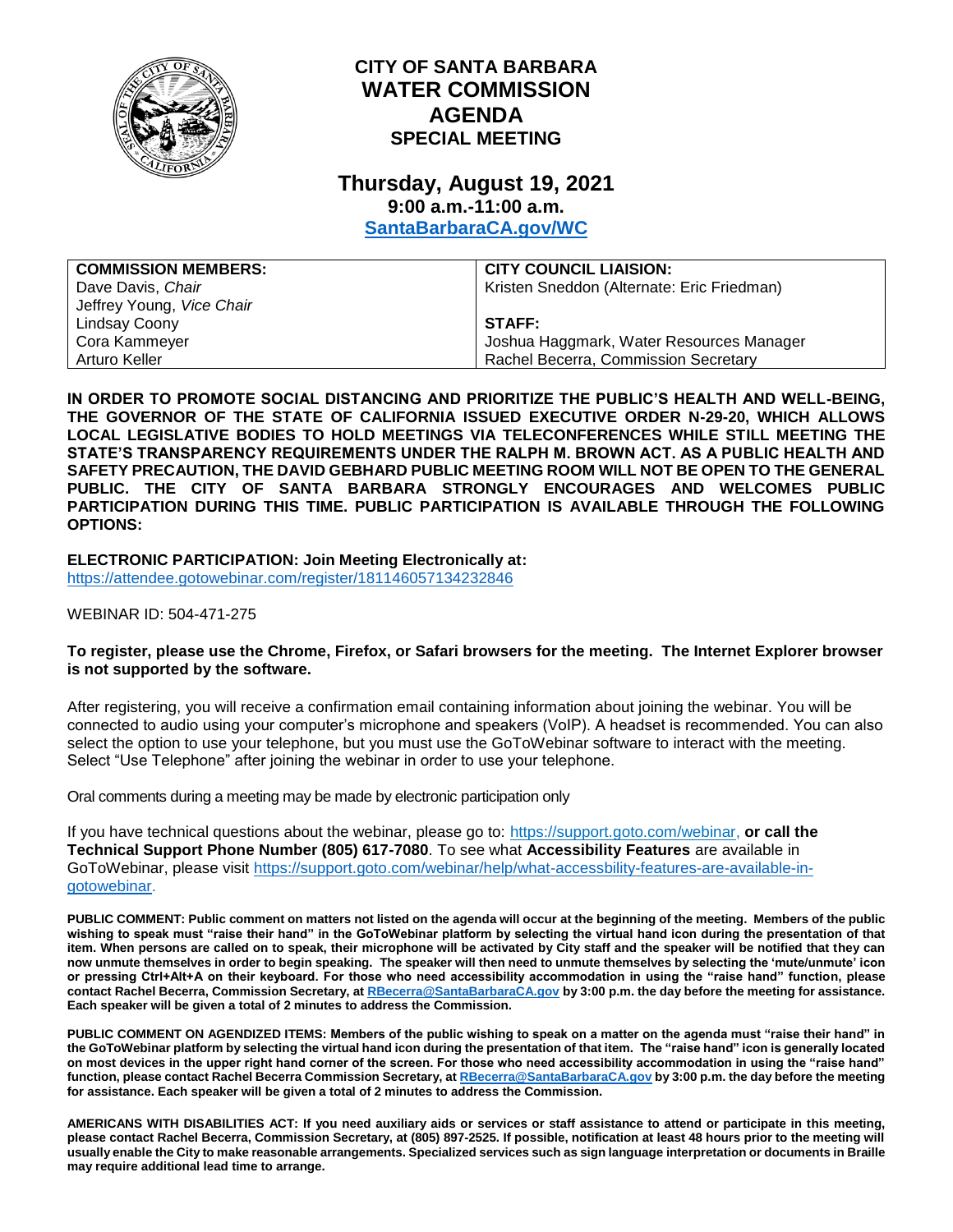# CITY OF SANTA BARBARA
# WATER COMMISSION
# AGENDA
## SPECIAL MEETING

## Thursday, August 19, 2021
### 9:00 a.m.-11:00 a.m.
### [SantaBarbaraCA.gov/WC](SantaBarbaraCA.gov/WC)

| COMMISSION MEMBERS: | CITY COUNCIL LIAISION: |
|---|---|
| Dave Davis, *Chair* | Kristen Sneddon (Alternate: Eric Friedman) |
| Jeffrey Young, *Vice Chair* | |
| Lindsay Coony | **STAFF:** |
| Cora Kammeyer | Joshua Haggmark, Water Resources Manager |
| Arturo Keller | Rachel Becerra, Commission Secretary |

**IN ORDER TO PROMOTE SOCIAL DISTANCING AND PRIORITIZE THE PUBLIC'S HEALTH AND WELL-BEING, THE GOVERNOR OF THE STATE OF CALIFORNIA ISSUED EXECUTIVE ORDER N-29-20, WHICH ALLOWS LOCAL LEGISLATIVE BODIES TO HOLD MEETINGS VIA TELECONFERENCES WHILE STILL MEETING THE STATE'S TRANSPARENCY REQUIREMENTS UNDER THE RALPH M. BROWN ACT. AS A PUBLIC HEALTH AND SAFETY PRECAUTION, THE DAVID GEBHARD PUBLIC MEETING ROOM WILL NOT BE OPEN TO THE GENERAL PUBLIC. THE CITY OF SANTA BARBARA STRONGLY ENCOURAGES AND WELCOMES PUBLIC PARTICIPATION DURING THIS TIME. PUBLIC PARTICIPATION IS AVAILABLE THROUGH THE FOLLOWING OPTIONS:**

**ELECTRONIC PARTICIPATION: Join Meeting Electronically at:**
https://attendee.gotowebinar.com/register/181146057134232846

WEBINAR ID: 504-471-275

**To register, please use the Chrome, Firefox, or Safari browsers for the meeting. The Internet Explorer browser is not supported by the software.**

After registering, you will receive a confirmation email containing information about joining the webinar. You will be connected to audio using your computer's microphone and speakers (VoIP). A headset is recommended. You can also select the option to use your telephone, but you must use the GoToWebinar software to interact with the meeting. Select "Use Telephone" after joining the webinar in order to use your telephone.

Oral comments during a meeting may be made by electronic participation only

If you have technical questions about the webinar, please go to: https://support.goto.com/webinar, **or call the Technical Support Phone Number (805) 617-7080**. To see what **Accessibility Features** are available in GoToWebinar, please visit https://support.goto.com/webinar/help/what-accessbility-features-are-available-in-gotowebinar.

**PUBLIC COMMENT: Public comment on matters not listed on the agenda will occur at the beginning of the meeting. Members of the public wishing to speak must "raise their hand" in the GoToWebinar platform by selecting the virtual hand icon during the presentation of that item. When persons are called on to speak, their microphone will be activated by City staff and the speaker will be notified that they can now unmute themselves in order to begin speaking. The speaker will then need to unmute themselves by selecting the 'mute/unmute' icon or pressing Ctrl+Alt+A on their keyboard. For those who need accessibility accommodation in using the "raise hand" function, please contact Rachel Becerra, Commission Secretary, at RBecerra@SantaBarbaraCA.gov by 3:00 p.m. the day before the meeting for assistance. Each speaker will be given a total of 2 minutes to address the Commission.**

**PUBLIC COMMENT ON AGENDIZED ITEMS: Members of the public wishing to speak on a matter on the agenda must "raise their hand" in the GoToWebinar platform by selecting the virtual hand icon during the presentation of that item. The "raise hand" icon is generally located on most devices in the upper right hand corner of the screen. For those who need accessibility accommodation in using the "raise hand" function, please contact Rachel Becerra Commission Secretary, at RBecerra@SantaBarbaraCA.gov by 3:00 p.m. the day before the meeting for assistance. Each speaker will be given a total of 2 minutes to address the Commission.**

**AMERICANS WITH DISABILITIES ACT: If you need auxiliary aids or services or staff assistance to attend or participate in this meeting, please contact Rachel Becerra, Commission Secretary, at (805) 897-2525. If possible, notification at least 48 hours prior to the meeting will usually enable the City to make reasonable arrangements. Specialized services such as sign language interpretation or documents in Braille may require additional lead time to arrange.**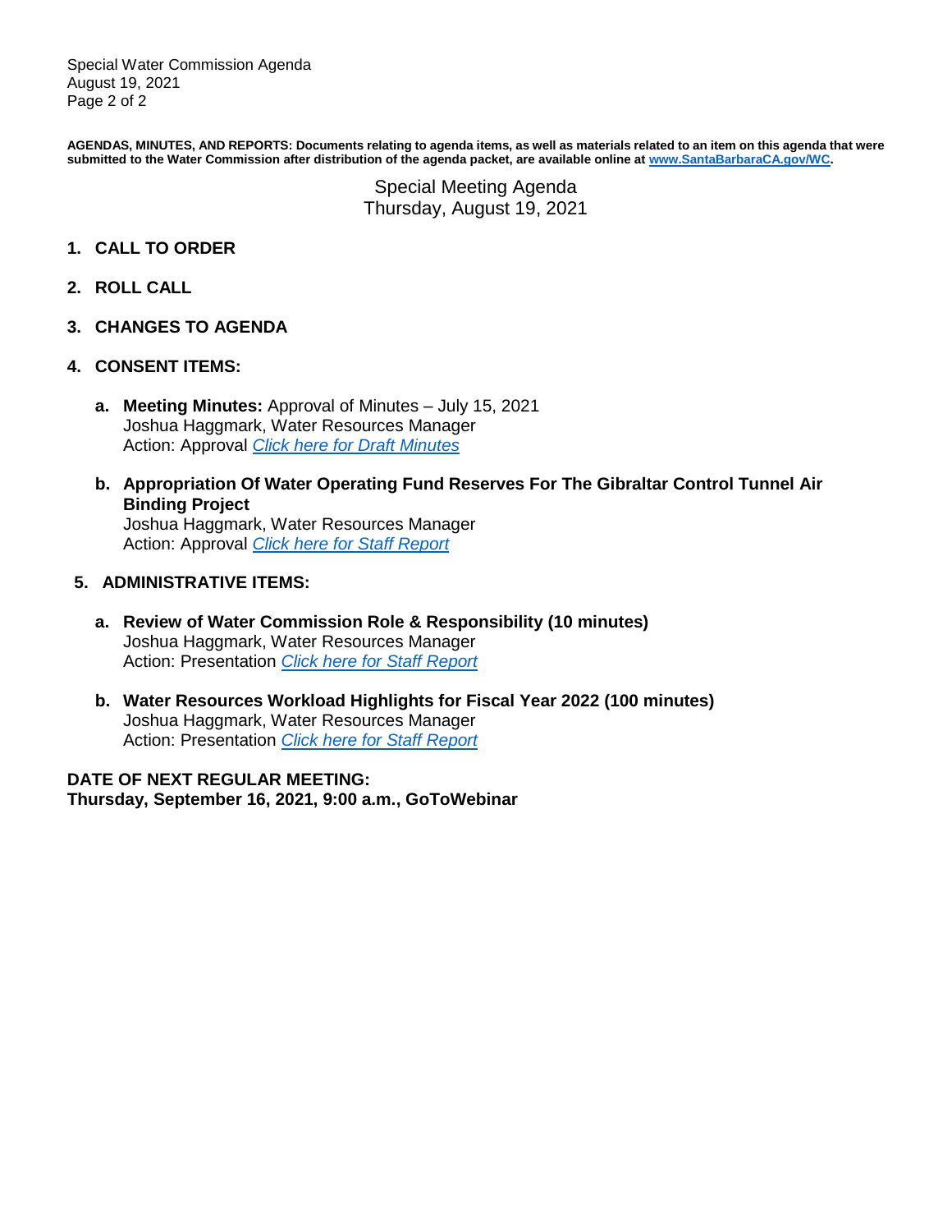**AGENDAS, MINUTES, AND REPORTS: Documents relating to agenda items, as well as materials related to an item on this agenda that were submitted to the Water Commission after distribution of the agenda packet, are available online at [www.SantaBarbaraCA.gov/WC](www.SantaBarbaraCA.gov/WC).**

Special Meeting Agenda
Thursday, August 19, 2021

1. **CALL TO ORDER**

2. **ROLL CALL**

3. **CHANGES TO AGENDA**

4. **CONSENT ITEMS:**

   a. **Meeting Minutes:** Approval of Minutes – July 15, 2021
   Joshua Haggmark, Water Resources Manager
   Action: Approval *Click here for Draft Minutes*

   b. **Appropriation Of Water Operating Fund Reserves For The Gibraltar Control Tunnel Air Binding Project**
   Joshua Haggmark, Water Resources Manager
   Action: Approval *Click here for Staff Report*

5. **ADMINISTRATIVE ITEMS:**

   a. **Review of Water Commission Role & Responsibility (10 minutes)**
   Joshua Haggmark, Water Resources Manager
   Action: Presentation *Click here for Staff Report*

   b. **Water Resources Workload Highlights for Fiscal Year 2022 (100 minutes)**
   Joshua Haggmark, Water Resources Manager
   Action: Presentation *Click here for Staff Report*

**DATE OF NEXT REGULAR MEETING:**
**Thursday, September 16, 2021, 9:00 a.m., GoToWebinar**